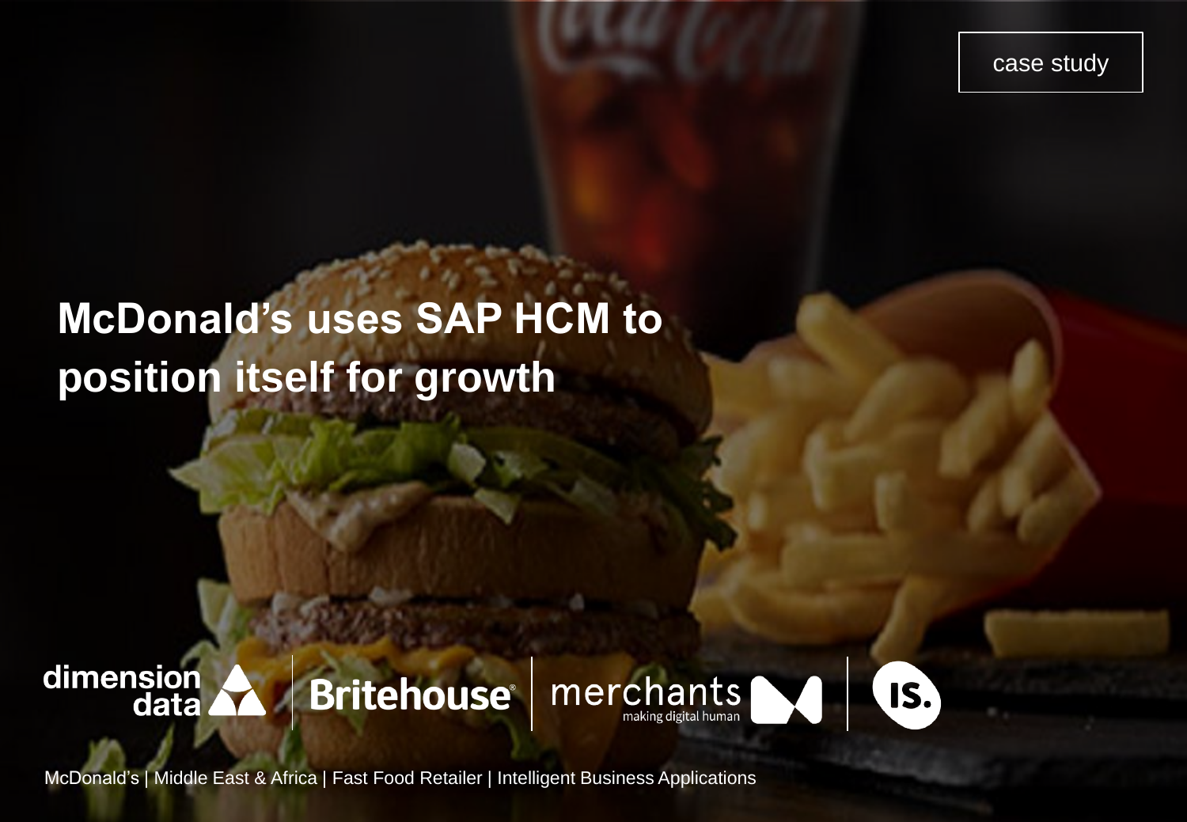case study

# McDonald's uses SAP HCM to position itself for growth

dimension data | Britehouse | merchants making digital human | IS.

McDonald's | Middle East & Africa | Fast Food Retailer | Intelligent Business Applications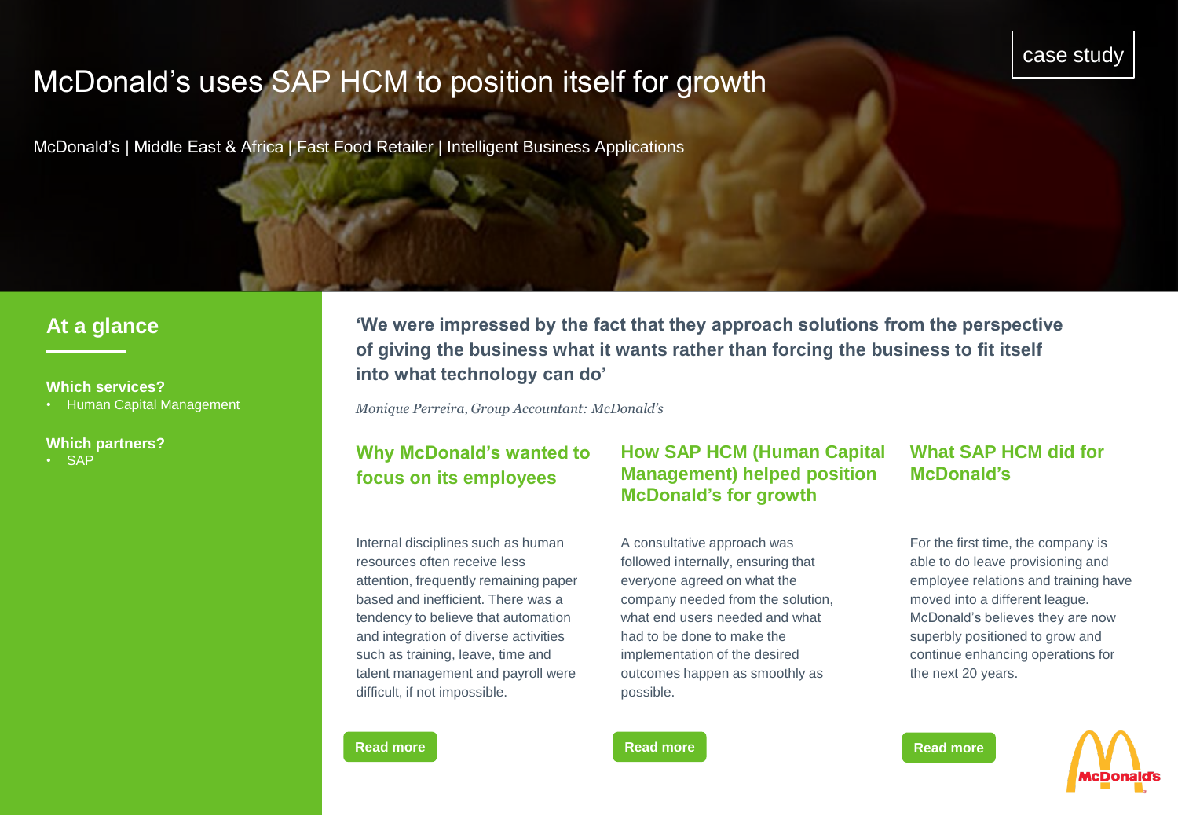case study

# McDonald's uses SAP HCM to position itself for growth

McDonald's | Middle East & Africa | Fast Food Retailer | Intelligent Business Applications

## At a glance

**Which services?**

- Human Capital Management

**Which partners?**

- SAP

**'We were impressed by the fact that they approach solutions from the perspective of giving the business what it wants rather than forcing the business to fit itself into what technology can do'**

*Monique Perreira, Group Accountant: McDonald's*

### Why McDonald's wanted to focus on its employees

Internal disciplines such as human resources often receive less attention, frequently remaining paper based and inefficient. There was a tendency to believe that automation and integration of diverse activities such as training, leave, time and talent management and payroll were difficult, if not impossible.

Read more

### How SAP HCM (Human Capital Management) helped position McDonald's for growth

A consultative approach was followed internally, ensuring that everyone agreed on what the company needed from the solution, what end users needed and what had to be done to make the implementation of the desired outcomes happen as smoothly as possible.

Read more

### What SAP HCM did for McDonald's

For the first time, the company is able to do leave provisioning and employee relations and training have moved into a different league. McDonald's believes they are now superbly positioned to grow and continue enhancing operations for the next 20 years.

Read more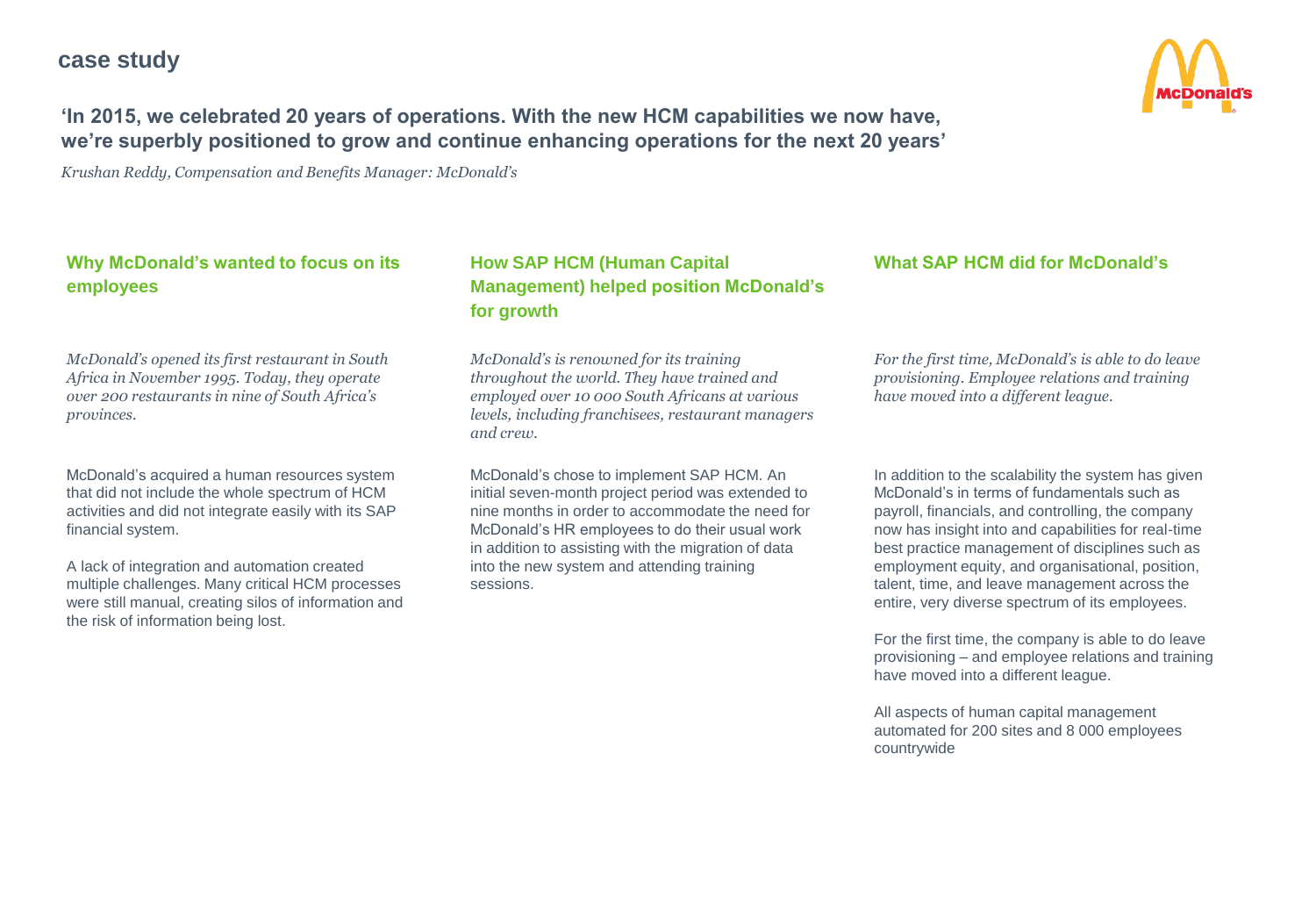## case study

**'In 2015, we celebrated 20 years of operations. With the new HCM capabilities we now have, we're superbly positioned to grow and continue enhancing operations for the next 20 years'**

*Krushan Reddy, Compensation and Benefits Manager: McDonald's*

### Why McDonald's wanted to focus on its employees

*McDonald's opened its first restaurant in South Africa in November 1995. Today, they operate over 200 restaurants in nine of South Africa's provinces.*

McDonald's acquired a human resources system that did not include the whole spectrum of HCM activities and did not integrate easily with its SAP financial system.

A lack of integration and automation created multiple challenges. Many critical HCM processes were still manual, creating silos of information and the risk of information being lost.

### How SAP HCM (Human Capital Management) helped position McDonald's for growth

*McDonald's is renowned for its training throughout the world. They have trained and employed over 10 000 South Africans at various levels, including franchisees, restaurant managers and crew.*

McDonald's chose to implement SAP HCM. An initial seven-month project period was extended to nine months in order to accommodate the need for McDonald's HR employees to do their usual work in addition to assisting with the migration of data into the new system and attending training sessions.

### What SAP HCM did for McDonald's

*For the first time, McDonald's is able to do leave provisioning. Employee relations and training have moved into a different league.*

In addition to the scalability the system has given McDonald's in terms of fundamentals such as payroll, financials, and controlling, the company now has insight into and capabilities for real-time best practice management of disciplines such as employment equity, and organisational, position, talent, time, and leave management across the entire, very diverse spectrum of its employees.

For the first time, the company is able to do leave provisioning – and employee relations and training have moved into a different league.

All aspects of human capital management automated for 200 sites and 8 000 employees countrywide